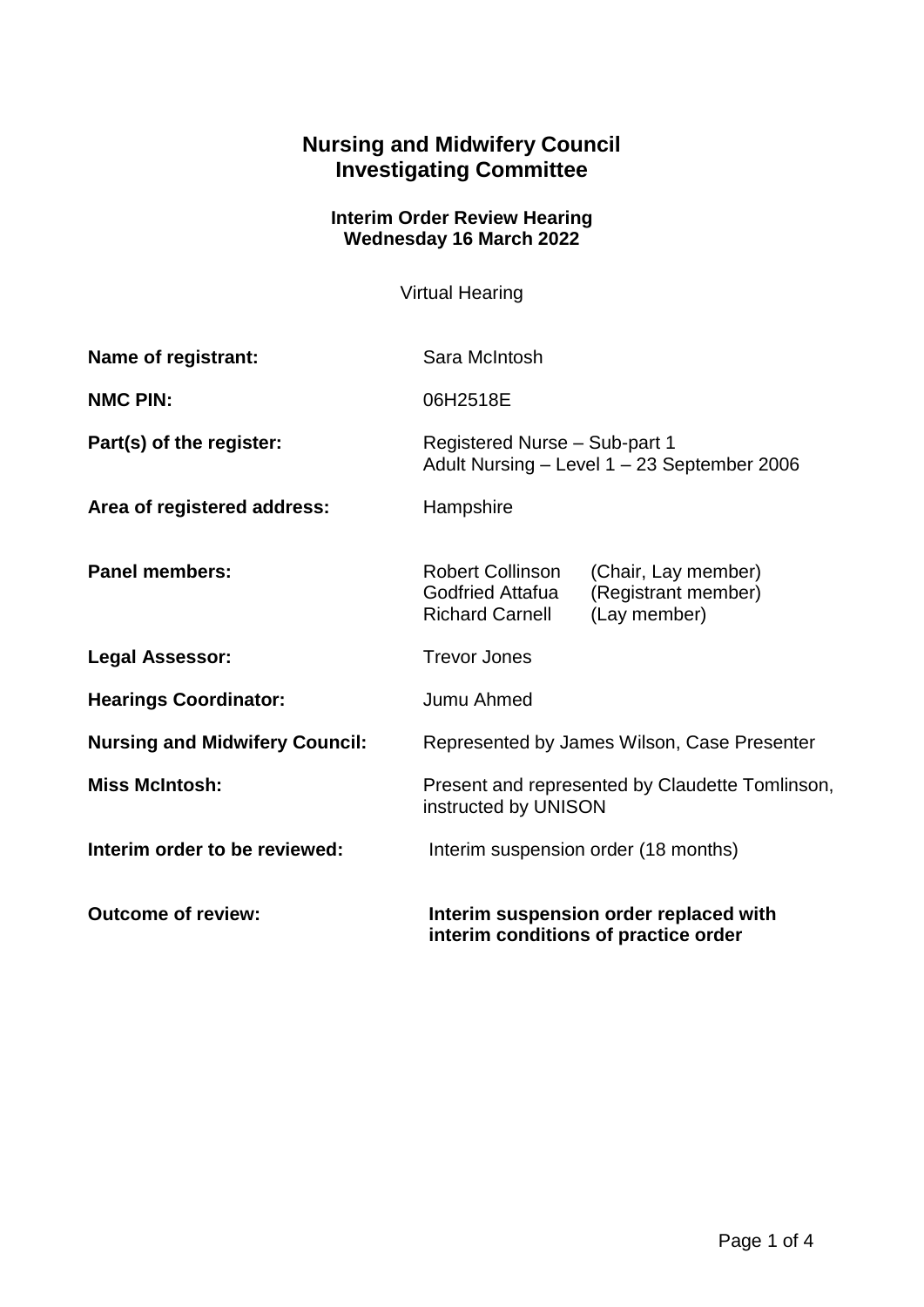# Nursing and Midwifery Council
# Investigating Committee

### Interim Order Review Hearing
### Wednesday 16 March 2022

Virtual Hearing

| | |
|---|---|
| **Name of registrant:** | Sara McIntosh |
| **NMC PIN:** | 06H2518E |
| **Part(s) of the register:** | Registered Nurse – Sub-part 1<br>Adult Nursing – Level 1 – 23 September 2006 |
| **Area of registered address:** | Hampshire |
| **Panel members:** | Robert Collinson (Chair, Lay member)<br>Godfried Attafua (Registrant member)<br>Richard Carnell (Lay member) |
| **Legal Assessor:** | Trevor Jones |
| **Hearings Coordinator:** | Jumu Ahmed |
| **Nursing and Midwifery Council:** | Represented by James Wilson, Case Presenter |
| **Miss McIntosh:** | Present and represented by Claudette Tomlinson, instructed by UNISON |
| **Interim order to be reviewed:** | Interim suspension order (18 months) |
| **Outcome of review:** | **Interim suspension order replaced with interim conditions of practice order** |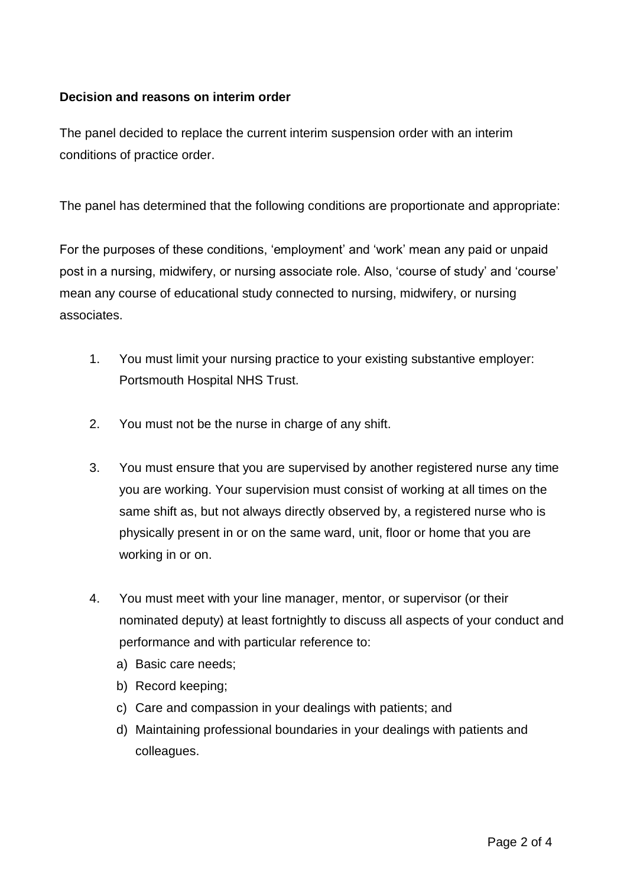**Decision and reasons on interim order**

The panel decided to replace the current interim suspension order with an interim conditions of practice order.

The panel has determined that the following conditions are proportionate and appropriate:

For the purposes of these conditions, ‘employment’ and ‘work’ mean any paid or unpaid post in a nursing, midwifery, or nursing associate role. Also, ‘course of study’ and ‘course’ mean any course of educational study connected to nursing, midwifery, or nursing associates.

1. You must limit your nursing practice to your existing substantive employer: Portsmouth Hospital NHS Trust.

2. You must not be the nurse in charge of any shift.

3. You must ensure that you are supervised by another registered nurse any time you are working. Your supervision must consist of working at all times on the same shift as, but not always directly observed by, a registered nurse who is physically present in or on the same ward, unit, floor or home that you are working in or on.

4. You must meet with your line manager, mentor, or supervisor (or their nominated deputy) at least fortnightly to discuss all aspects of your conduct and performance and with particular reference to:
   a) Basic care needs;
   b) Record keeping;
   c) Care and compassion in your dealings with patients; and
   d) Maintaining professional boundaries in your dealings with patients and colleagues.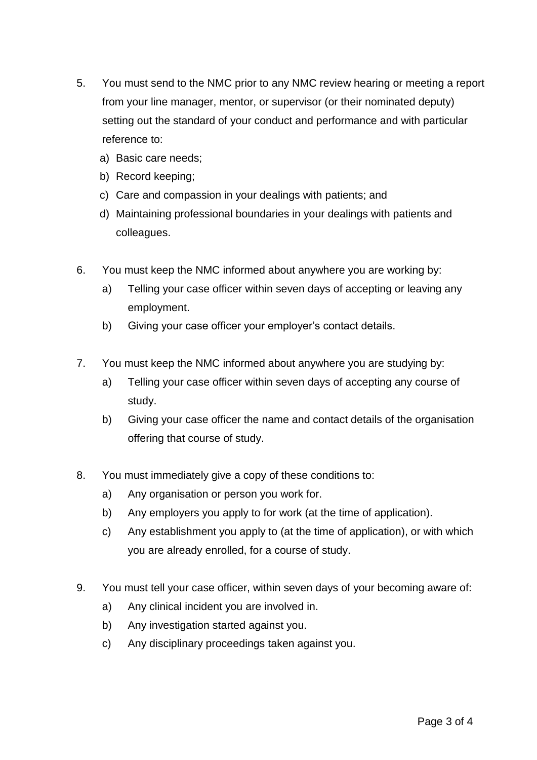5. You must send to the NMC prior to any NMC review hearing or meeting a report from your line manager, mentor, or supervisor (or their nominated deputy) setting out the standard of your conduct and performance and with particular reference to:
   a) Basic care needs;
   b) Record keeping;
   c) Care and compassion in your dealings with patients; and
   d) Maintaining professional boundaries in your dealings with patients and colleagues.

6. You must keep the NMC informed about anywhere you are working by:
   a) Telling your case officer within seven days of accepting or leaving any employment.
   b) Giving your case officer your employer's contact details.

7. You must keep the NMC informed about anywhere you are studying by:
   a) Telling your case officer within seven days of accepting any course of study.
   b) Giving your case officer the name and contact details of the organisation offering that course of study.

8. You must immediately give a copy of these conditions to:
   a) Any organisation or person you work for.
   b) Any employers you apply to for work (at the time of application).
   c) Any establishment you apply to (at the time of application), or with which you are already enrolled, for a course of study.

9. You must tell your case officer, within seven days of your becoming aware of:
   a) Any clinical incident you are involved in.
   b) Any investigation started against you.
   c) Any disciplinary proceedings taken against you.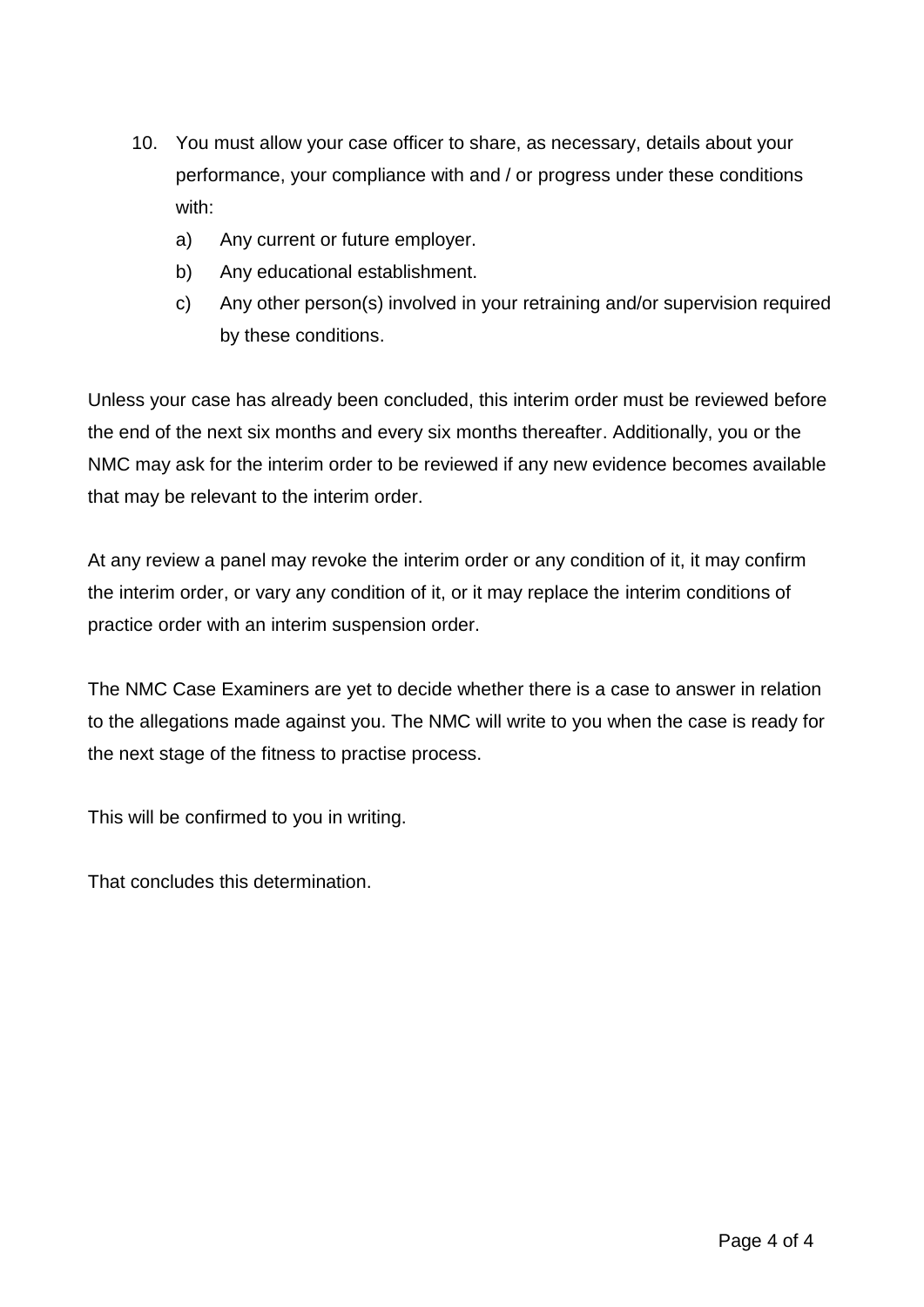10. You must allow your case officer to share, as necessary, details about your performance, your compliance with and / or progress under these conditions with:
    a) Any current or future employer.
    b) Any educational establishment.
    c) Any other person(s) involved in your retraining and/or supervision required by these conditions.

Unless your case has already been concluded, this interim order must be reviewed before the end of the next six months and every six months thereafter. Additionally, you or the NMC may ask for the interim order to be reviewed if any new evidence becomes available that may be relevant to the interim order.

At any review a panel may revoke the interim order or any condition of it, it may confirm the interim order, or vary any condition of it, or it may replace the interim conditions of practice order with an interim suspension order.

The NMC Case Examiners are yet to decide whether there is a case to answer in relation to the allegations made against you. The NMC will write to you when the case is ready for the next stage of the fitness to practise process.

This will be confirmed to you in writing.

That concludes this determination.